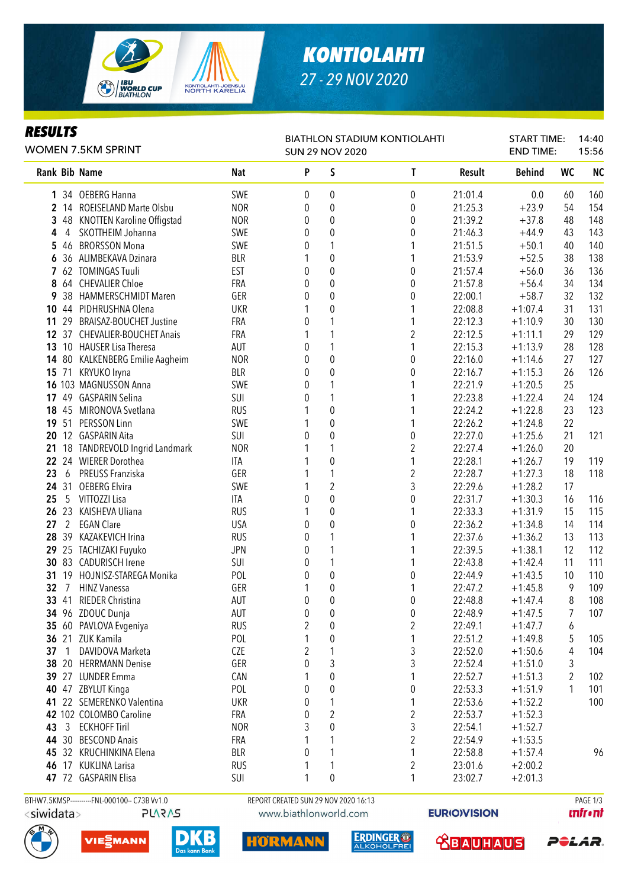# KONTIOLAHTI

27 - 29 NOV 2020

## RESULTS

WOMEN 7.5KM SPRINT

BIATHLON STADIUM KONTIOLAHTI
SUN 29 NOV 2020

START TIME: 14:40
END TIME: 15:56

| Rank | Bib | Name | Nat | P | S | T | Result | Behind | WC | NC |
|---|---|---|---|---|---|---|---|---|---|---|
| 1 | 34 | OEBERG Hanna | SWE | 0 | 0 | 0 | 21:01.4 | 0.0 | 60 | 160 |
| 2 | 14 | ROEISELAND Marte Olsbu | NOR | 0 | 0 | 0 | 21:25.3 | +23.9 | 54 | 154 |
| 3 | 48 | KNOTTEN Karoline Offigstad | NOR | 0 | 0 | 0 | 21:39.2 | +37.8 | 48 | 148 |
| 4 | 4 | SKOTTHEIM Johanna | SWE | 0 | 0 | 0 | 21:46.3 | +44.9 | 43 | 143 |
| 5 | 46 | BRORSSON Mona | SWE | 0 | 1 | 1 | 21:51.5 | +50.1 | 40 | 140 |
| 6 | 36 | ALIMBEKAVA Dzinara | BLR | 1 | 0 | 1 | 21:53.9 | +52.5 | 38 | 138 |
| 7 | 62 | TOMINGAS Tuuli | EST | 0 | 0 | 0 | 21:57.4 | +56.0 | 36 | 136 |
| 8 | 64 | CHEVALIER Chloe | FRA | 0 | 0 | 0 | 21:57.8 | +56.4 | 34 | 134 |
| 9 | 38 | HAMMERSCHMIDT Maren | GER | 0 | 0 | 0 | 22:00.1 | +58.7 | 32 | 132 |
| 10 | 44 | PIDHRUSHNA Olena | UKR | 1 | 0 | 1 | 22:08.8 | +1:07.4 | 31 | 131 |
| 11 | 29 | BRAISAZ-BOUCHET Justine | FRA | 0 | 1 | 1 | 22:12.3 | +1:10.9 | 30 | 130 |
| 12 | 37 | CHEVALIER-BOUCHET Anais | FRA | 1 | 1 | 2 | 22:12.5 | +1:11.1 | 29 | 129 |
| 13 | 10 | HAUSER Lisa Theresa | AUT | 0 | 1 | 1 | 22:15.3 | +1:13.9 | 28 | 128 |
| 14 | 80 | KALKENBERG Emilie Aagheim | NOR | 0 | 0 | 0 | 22:16.0 | +1:14.6 | 27 | 127 |
| 15 | 71 | KRYUKO Iryna | BLR | 0 | 0 | 0 | 22:16.7 | +1:15.3 | 26 | 126 |
| 16 | 103 | MAGNUSSON Anna | SWE | 0 | 1 | 1 | 22:21.9 | +1:20.5 | 25 | |
| 17 | 49 | GASPARIN Selina | SUI | 0 | 1 | 1 | 22:23.8 | +1:22.4 | 24 | 124 |
| 18 | 45 | MIRONOVA Svetlana | RUS | 1 | 0 | 1 | 22:24.2 | +1:22.8 | 23 | 123 |
| 19 | 51 | PERSSON Linn | SWE | 1 | 0 | 1 | 22:26.2 | +1:24.8 | 22 | |
| 20 | 12 | GASPARIN Aita | SUI | 0 | 0 | 0 | 22:27.0 | +1:25.6 | 21 | 121 |
| 21 | 18 | TANDREVOLD Ingrid Landmark | NOR | 1 | 1 | 2 | 22:27.4 | +1:26.0 | 20 | |
| 22 | 24 | WIERER Dorothea | ITA | 1 | 0 | 1 | 22:28.1 | +1:26.7 | 19 | 119 |
| 23 | 6 | PREUSS Franziska | GER | 1 | 1 | 2 | 22:28.7 | +1:27.3 | 18 | 118 |
| 24 | 31 | OEBERG Elvira | SWE | 1 | 2 | 3 | 22:29.6 | +1:28.2 | 17 | |
| 25 | 5 | VITTOZZI Lisa | ITA | 0 | 0 | 0 | 22:31.7 | +1:30.3 | 16 | 116 |
| 26 | 23 | KAISHEVA Uliana | RUS | 1 | 0 | 1 | 22:33.3 | +1:31.9 | 15 | 115 |
| 27 | 2 | EGAN Clare | USA | 0 | 0 | 0 | 22:36.2 | +1:34.8 | 14 | 114 |
| 28 | 39 | KAZAKEVICH Irina | RUS | 0 | 1 | 1 | 22:37.6 | +1:36.2 | 13 | 113 |
| 29 | 25 | TACHIZAKI Fuyuko | JPN | 0 | 1 | 1 | 22:39.5 | +1:38.1 | 12 | 112 |
| 30 | 83 | CADURISCH Irene | SUI | 0 | 1 | 1 | 22:43.8 | +1:42.4 | 11 | 111 |
| 31 | 19 | HOJNISZ-STAREGA Monika | POL | 0 | 0 | 0 | 22:44.9 | +1:43.5 | 10 | 110 |
| 32 | 7 | HINZ Vanessa | GER | 1 | 0 | 1 | 22:47.2 | +1:45.8 | 9 | 109 |
| 33 | 41 | RIEDER Christina | AUT | 0 | 0 | 0 | 22:48.8 | +1:47.4 | 8 | 108 |
| 34 | 96 | ZDOUC Dunja | AUT | 0 | 0 | 0 | 22:48.9 | +1:47.5 | 7 | 107 |
| 35 | 60 | PAVLOVA Evgeniya | RUS | 2 | 0 | 2 | 22:49.1 | +1:47.7 | 6 | |
| 36 | 21 | ZUK Kamila | POL | 1 | 0 | 1 | 22:51.2 | +1:49.8 | 5 | 105 |
| 37 | 1 | DAVIDOVA Marketa | CZE | 2 | 1 | 3 | 22:52.0 | +1:50.6 | 4 | 104 |
| 38 | 20 | HERRMANN Denise | GER | 0 | 3 | 3 | 22:52.4 | +1:51.0 | 3 | |
| 39 | 27 | LUNDER Emma | CAN | 1 | 0 | 1 | 22:52.7 | +1:51.3 | 2 | 102 |
| 40 | 47 | ZBYLUT Kinga | POL | 0 | 0 | 0 | 22:53.3 | +1:51.9 | 1 | 101 |
| 41 | 22 | SEMERENKO Valentina | UKR | 0 | 1 | 1 | 22:53.6 | +1:52.2 | | 100 |
| 42 | 102 | COLOMBO Caroline | FRA | 0 | 2 | 2 | 22:53.7 | +1:52.3 | | |
| 43 | 3 | ECKHOFF Tiril | NOR | 3 | 0 | 3 | 22:54.1 | +1:52.7 | | |
| 44 | 30 | BESCOND Anais | FRA | 1 | 1 | 2 | 22:54.9 | +1:53.5 | | |
| 45 | 32 | KRUCHINKINA Elena | BLR | 0 | 1 | 1 | 22:58.8 | +1:57.4 | | 96 |
| 46 | 17 | KUKLINA Larisa | RUS | 1 | 1 | 2 | 23:01.6 | +2:00.2 | | |
| 47 | 72 | GASPARIN Elisa | SUI | 1 | 0 | 1 | 23:02.7 | +2:01.3 | | |

BTHW7.5KMSP----------FNL-000100-- C73B Vv1.0 REPORT CREATED SUN 29 NOV 2020 16:13

www.biathlonworld.com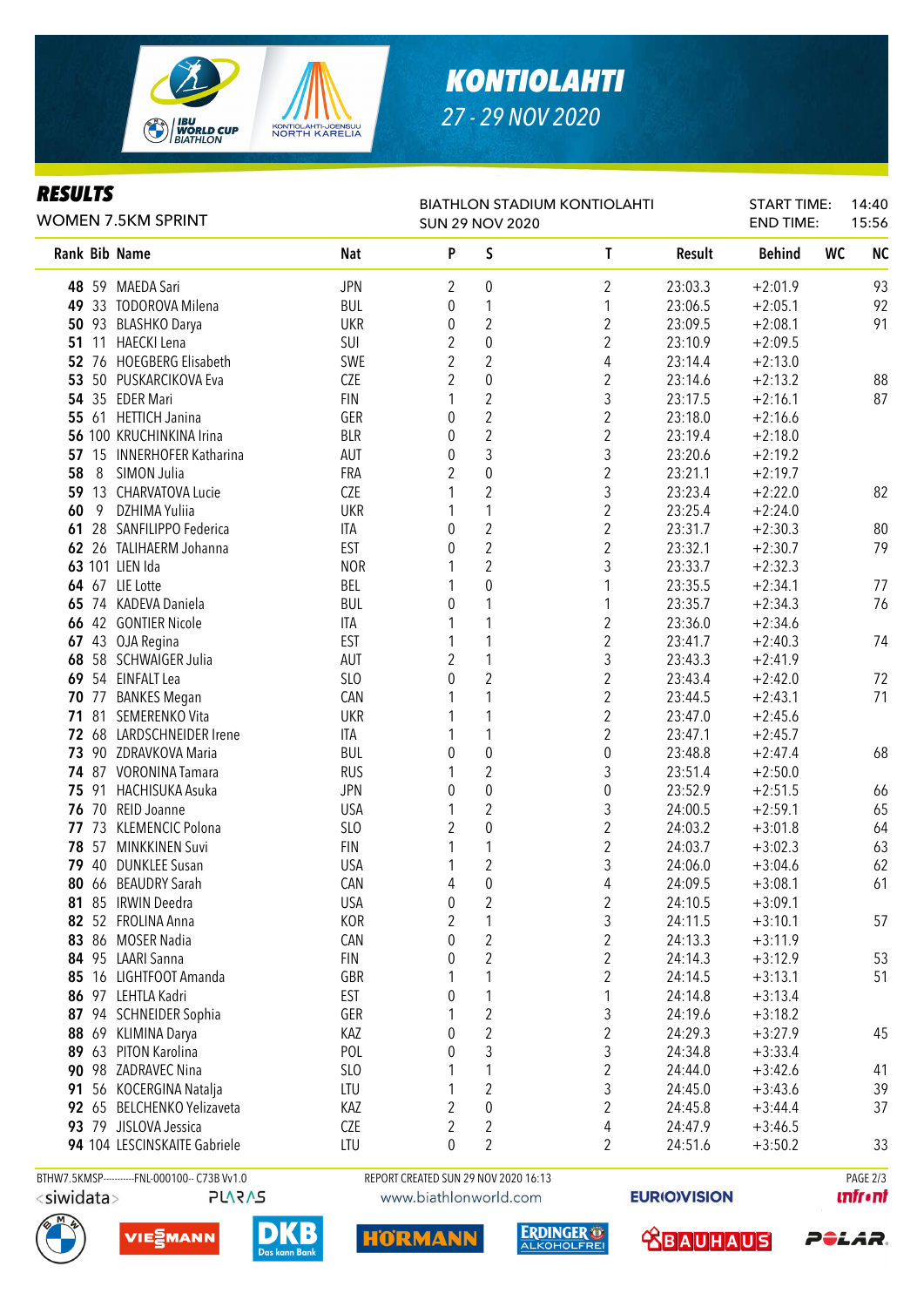# KONTIOLAHTI

27 - 29 NOV 2020

## RESULTS

WOMEN 7.5KM SPRINT

BIATHLON STADIUM KONTIOLAHTI
SUN 29 NOV 2020

START TIME: 14:40
END TIME: 15:56

| Rank | Bib | Name | Nat | P | S | T | Result | Behind | WC | NC |
|---|---|---|---|---|---|---|---|---|---|---|
| 48 | 59 | MAEDA Sari | JPN | 2 | 0 | 2 | 23:03.3 | +2:01.9 | | 93 |
| 49 | 33 | TODOROVA Milena | BUL | 0 | 1 | 1 | 23:06.5 | +2:05.1 | | 92 |
| 50 | 93 | BLASHKO Darya | UKR | 0 | 2 | 2 | 23:09.5 | +2:08.1 | | 91 |
| 51 | 11 | HAECKI Lena | SUI | 2 | 0 | 2 | 23:10.9 | +2:09.5 | | |
| 52 | 76 | HOEGBERG Elisabeth | SWE | 2 | 2 | 4 | 23:14.4 | +2:13.0 | | |
| 53 | 50 | PUSKARCIKOVA Eva | CZE | 2 | 0 | 2 | 23:14.6 | +2:13.2 | | 88 |
| 54 | 35 | EDER Mari | FIN | 1 | 2 | 3 | 23:17.5 | +2:16.1 | | 87 |
| 55 | 61 | HETTICH Janina | GER | 0 | 2 | 2 | 23:18.0 | +2:16.6 | | |
| 56 | 100 | KRUCHINKINA Irina | BLR | 0 | 2 | 2 | 23:19.4 | +2:18.0 | | |
| 57 | 15 | INNERHOFER Katharina | AUT | 0 | 3 | 3 | 23:20.6 | +2:19.2 | | |
| 58 | 8 | SIMON Julia | FRA | 2 | 0 | 2 | 23:21.1 | +2:19.7 | | |
| 59 | 13 | CHARVATOVA Lucie | CZE | 1 | 2 | 3 | 23:23.4 | +2:22.0 | | 82 |
| 60 | 9 | DZHIMA Yuliia | UKR | 1 | 1 | 2 | 23:25.4 | +2:24.0 | | |
| 61 | 28 | SANFILIPPO Federica | ITA | 0 | 2 | 2 | 23:31.7 | +2:30.3 | | 80 |
| 62 | 26 | TALIHAERM Johanna | EST | 0 | 2 | 2 | 23:32.1 | +2:30.7 | | 79 |
| 63 | 101 | LIEN Ida | NOR | 1 | 2 | 3 | 23:33.7 | +2:32.3 | | |
| 64 | 67 | LIE Lotte | BEL | 1 | 0 | 1 | 23:35.5 | +2:34.1 | | 77 |
| 65 | 74 | KADEVA Daniela | BUL | 0 | 1 | 1 | 23:35.7 | +2:34.3 | | 76 |
| 66 | 42 | GONTIER Nicole | ITA | 1 | 1 | 2 | 23:36.0 | +2:34.6 | | |
| 67 | 43 | OJA Regina | EST | 1 | 1 | 2 | 23:41.7 | +2:40.3 | | 74 |
| 68 | 58 | SCHWAIGER Julia | AUT | 2 | 1 | 3 | 23:43.3 | +2:41.9 | | |
| 69 | 54 | EINFALT Lea | SLO | 0 | 2 | 2 | 23:43.4 | +2:42.0 | | 72 |
| 70 | 77 | BANKES Megan | CAN | 1 | 1 | 2 | 23:44.5 | +2:43.1 | | 71 |
| 71 | 81 | SEMERENKO Vita | UKR | 1 | 1 | 2 | 23:47.0 | +2:45.6 | | |
| 72 | 68 | LARDSCHNEIDER Irene | ITA | 1 | 1 | 2 | 23:47.1 | +2:45.7 | | |
| 73 | 90 | ZDRAVKOVA Maria | BUL | 0 | 0 | 0 | 23:48.8 | +2:47.4 | | 68 |
| 74 | 87 | VORONINA Tamara | RUS | 1 | 2 | 3 | 23:51.4 | +2:50.0 | | |
| 75 | 91 | HACHISUKA Asuka | JPN | 0 | 0 | 0 | 23:52.9 | +2:51.5 | | 66 |
| 76 | 70 | REID Joanne | USA | 1 | 2 | 3 | 24:00.5 | +2:59.1 | | 65 |
| 77 | 73 | KLEMENCIC Polona | SLO | 2 | 0 | 2 | 24:03.2 | +3:01.8 | | 64 |
| 78 | 57 | MINKKINEN Suvi | FIN | 1 | 1 | 2 | 24:03.7 | +3:02.3 | | 63 |
| 79 | 40 | DUNKLEE Susan | USA | 1 | 2 | 3 | 24:06.0 | +3:04.6 | | 62 |
| 80 | 66 | BEAUDRY Sarah | CAN | 4 | 0 | 4 | 24:09.5 | +3:08.1 | | 61 |
| 81 | 85 | IRWIN Deedra | USA | 0 | 2 | 2 | 24:10.5 | +3:09.1 | | |
| 82 | 52 | FROLINA Anna | KOR | 2 | 1 | 3 | 24:11.5 | +3:10.1 | | 57 |
| 83 | 86 | MOSER Nadia | CAN | 0 | 2 | 2 | 24:13.3 | +3:11.9 | | |
| 84 | 95 | LAARI Sanna | FIN | 0 | 2 | 2 | 24:14.3 | +3:12.9 | | 53 |
| 85 | 16 | LIGHTFOOT Amanda | GBR | 1 | 1 | 2 | 24:14.5 | +3:13.1 | | 51 |
| 86 | 97 | LEHTLA Kadri | EST | 0 | 1 | 1 | 24:14.8 | +3:13.4 | | |
| 87 | 94 | SCHNEIDER Sophia | GER | 1 | 2 | 3 | 24:19.6 | +3:18.2 | | |
| 88 | 69 | KLIMINA Darya | KAZ | 0 | 2 | 2 | 24:29.3 | +3:27.9 | | 45 |
| 89 | 63 | PITON Karolina | POL | 0 | 3 | 3 | 24:34.8 | +3:33.4 | | |
| 90 | 98 | ZADRAVEC Nina | SLO | 1 | 1 | 2 | 24:44.0 | +3:42.6 | | 41 |
| 91 | 56 | KOCERGINA Natalja | LTU | 1 | 2 | 3 | 24:45.0 | +3:43.6 | | 39 |
| 92 | 65 | BELCHENKO Yelizaveta | KAZ | 2 | 0 | 2 | 24:45.8 | +3:44.4 | | 37 |
| 93 | 79 | JISLOVA Jessica | CZE | 2 | 2 | 4 | 24:47.9 | +3:46.5 | | |
| 94 | 104 | LESCINSKAITE Gabriele | LTU | 0 | 2 | 2 | 24:51.6 | +3:50.2 | | 33 |

BTHW7.5KMSP----------FNL-000100-- C73B Vv1.0 REPORT CREATED SUN 29 NOV 2020 16:13 www.biathlonworld.com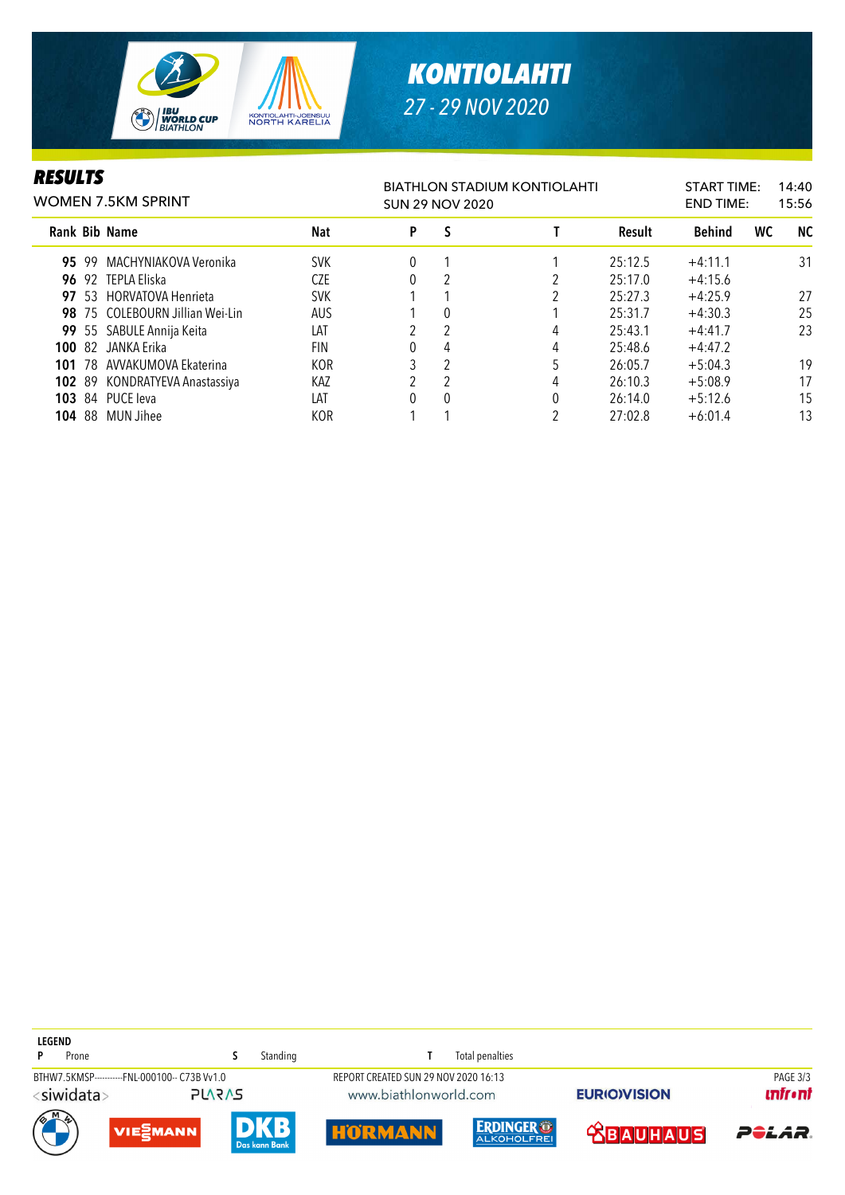# KONTIOLAHTI

27 - 29 NOV 2020

## RESULTS

WOMEN 7.5KM SPRINT

BIATHLON STADIUM KONTIOLAHTI
SUN 29 NOV 2020

START TIME: 14:40
END TIME: 15:56

| Rank | Bib | Name | Nat | P | S | T | Result | Behind | WC | NC |
|---|---|---|---|---|---|---|---|---|---|---|
| **95** | 99 | MACHYNIAKOVA Veronika | SVK | 0 | 1 | 1 | 25:12.5 | +4:11.1 | | 31 |
| **96** | 92 | TEPLA Eliska | CZE | 0 | 2 | 2 | 25:17.0 | +4:15.6 | | |
| **97** | 53 | HORVATOVA Henrieta | SVK | 1 | 1 | 2 | 25:27.3 | +4:25.9 | | 27 |
| **98** | 75 | COLEBOURN Jillian Wei-Lin | AUS | 1 | 0 | 1 | 25:31.7 | +4:30.3 | | 25 |
| **99** | 55 | SABULE Annija Keita | LAT | 2 | 2 | 4 | 25:43.1 | +4:41.7 | | 23 |
| **100** | 82 | JANKA Erika | FIN | 0 | 4 | 4 | 25:48.6 | +4:47.2 | | |
| **101** | 78 | AVVAKUMOVA Ekaterina | KOR | 3 | 2 | 5 | 26:05.7 | +5:04.3 | | 19 |
| **102** | 89 | KONDRATYEVA Anastassiya | KAZ | 2 | 2 | 4 | 26:10.3 | +5:08.9 | | 17 |
| **103** | 84 | PUCE Ieva | LAT | 0 | 0 | 0 | 26:14.0 | +5:12.6 | | 15 |
| **104** | 88 | MUN Jihee | KOR | 1 | 1 | 2 | 27:02.8 | +6:01.4 | | 13 |

**LEGEND**

P Prone | S Standing | T Total penalties

BTHW7.5KMSP----------FNL-000100-- C73B Vv1.0

REPORT CREATED SUN 29 NOV 2020 16:13

www.biathlonworld.com